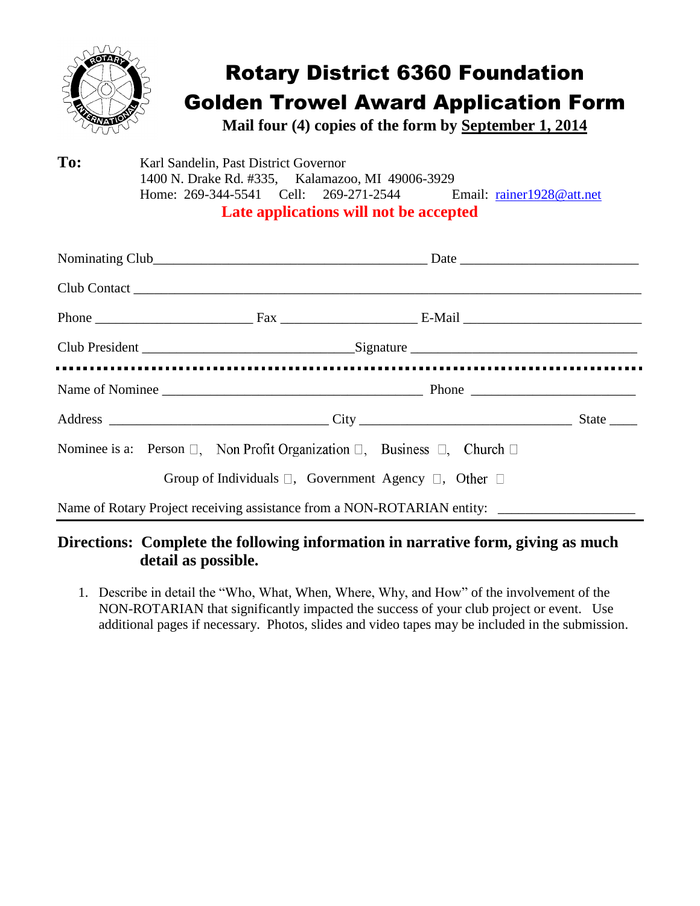# Rotary District 6360 Foundation
# Golden Trowel Award Application Form

**Mail four (4) copies of the form by September 1, 2014**

**To:** Karl Sandelin, Past District Governor
1400 N. Drake Rd. #335, Kalamazoo, MI 49006-3929
Home: 269-344-5541 Cell: 269-271-2544 Email: rainer1928@att.net

**Late applications will not be accepted**

Nominating Club________________________________________ Date _________________________

Club Contact ________________________________________________________________________

Phone ______________________ Fax ___________________ E-Mail _________________________

Club President _____________________________Signature ________________________________

---

Name of Nominee ______________________________________ Phone _______________________

Address _______________________________ City _____________________________ State ____

Nominee is a: Person ☐, Non Profit Organization ☐, Business ☐, Church ☐

Group of Individuals ☐, Government Agency ☐, Other ☐

Name of Rotary Project receiving assistance from a NON-ROTARIAN entity: ___________________

---

**Directions: Complete the following information in narrative form, giving as much detail as possible.**

1. Describe in detail the "Who, What, When, Where, Why, and How" of the involvement of the NON-ROTARIAN that significantly impacted the success of your club project or event. Use additional pages if necessary. Photos, slides and video tapes may be included in the submission.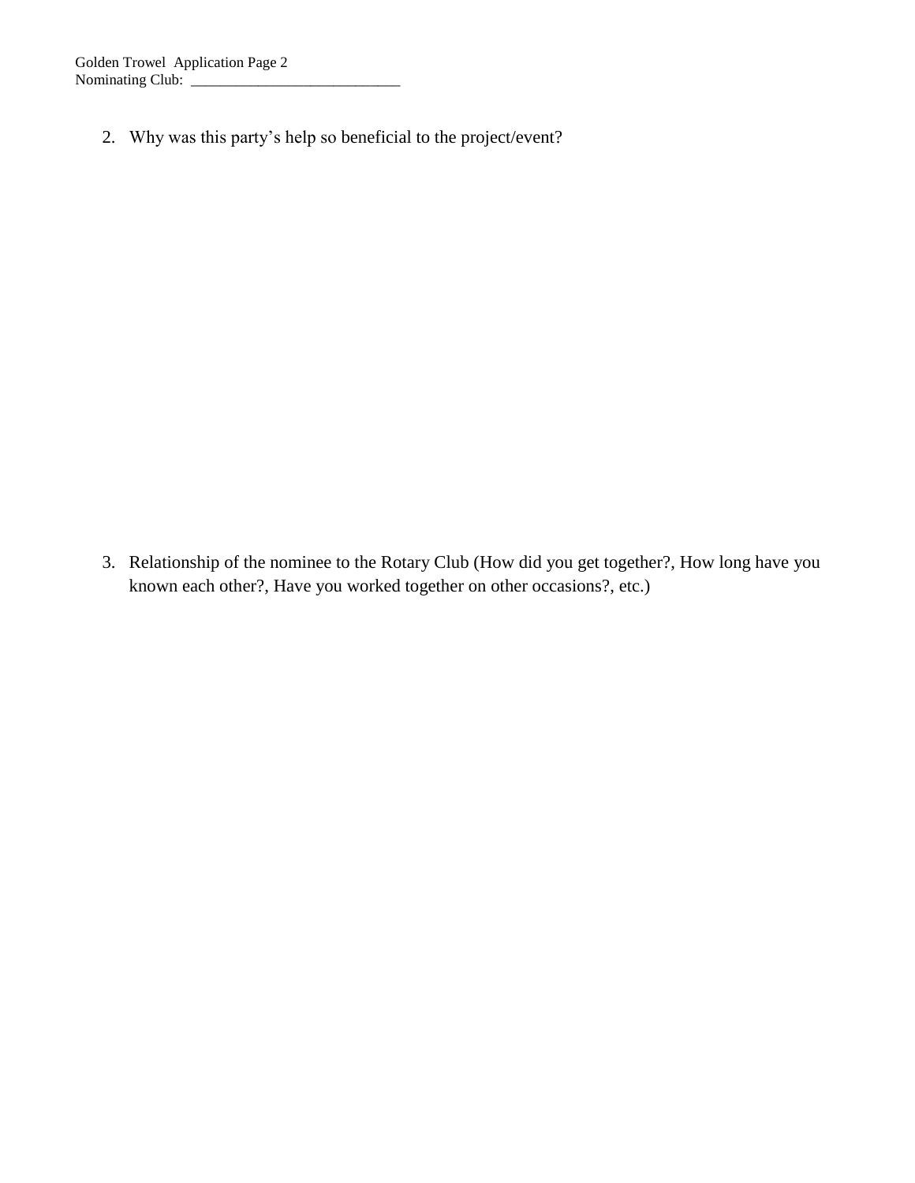Golden Trowel Application Page 2
Nominating Club: ____________________________

2. Why was this party's help so beneficial to the project/event?

3. Relationship of the nominee to the Rotary Club (How did you get together?, How long have you known each other?, Have you worked together on other occasions?, etc.)